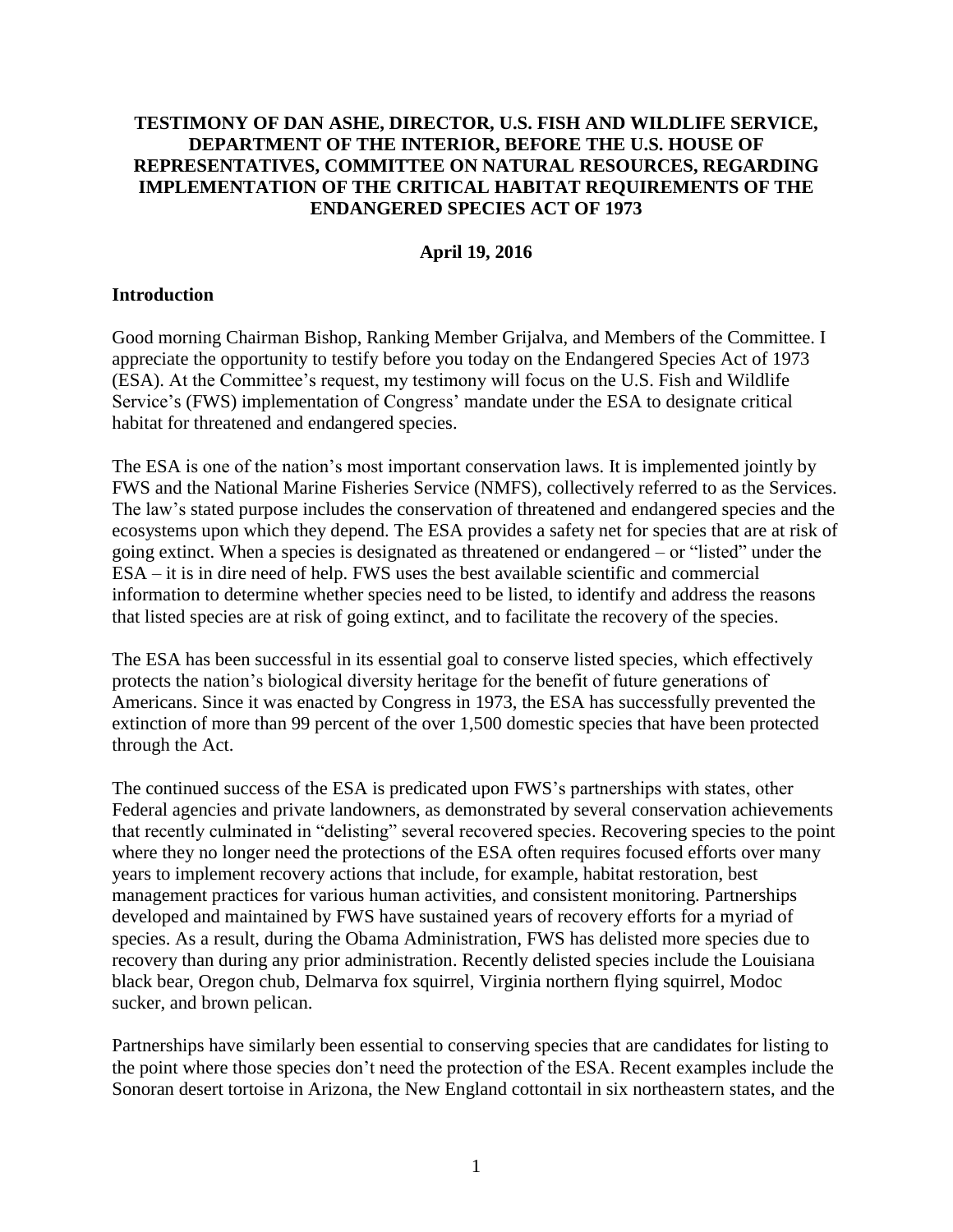# TESTIMONY OF DAN ASHE, DIRECTOR, U.S. FISH AND WILDLIFE SERVICE, DEPARTMENT OF THE INTERIOR, BEFORE THE U.S. HOUSE OF REPRESENTATIVES, COMMITTEE ON NATURAL RESOURCES, REGARDING IMPLEMENTATION OF THE CRITICAL HABITAT REQUIREMENTS OF THE ENDANGERED SPECIES ACT OF 1973

**April 19, 2016**

## Introduction

Good morning Chairman Bishop, Ranking Member Grijalva, and Members of the Committee. I appreciate the opportunity to testify before you today on the Endangered Species Act of 1973 (ESA). At the Committee's request, my testimony will focus on the U.S. Fish and Wildlife Service's (FWS) implementation of Congress' mandate under the ESA to designate critical habitat for threatened and endangered species.

The ESA is one of the nation's most important conservation laws. It is implemented jointly by FWS and the National Marine Fisheries Service (NMFS), collectively referred to as the Services. The law's stated purpose includes the conservation of threatened and endangered species and the ecosystems upon which they depend. The ESA provides a safety net for species that are at risk of going extinct. When a species is designated as threatened or endangered – or "listed" under the ESA – it is in dire need of help. FWS uses the best available scientific and commercial information to determine whether species need to be listed, to identify and address the reasons that listed species are at risk of going extinct, and to facilitate the recovery of the species.

The ESA has been successful in its essential goal to conserve listed species, which effectively protects the nation's biological diversity heritage for the benefit of future generations of Americans. Since it was enacted by Congress in 1973, the ESA has successfully prevented the extinction of more than 99 percent of the over 1,500 domestic species that have been protected through the Act.

The continued success of the ESA is predicated upon FWS's partnerships with states, other Federal agencies and private landowners, as demonstrated by several conservation achievements that recently culminated in "delisting" several recovered species. Recovering species to the point where they no longer need the protections of the ESA often requires focused efforts over many years to implement recovery actions that include, for example, habitat restoration, best management practices for various human activities, and consistent monitoring. Partnerships developed and maintained by FWS have sustained years of recovery efforts for a myriad of species. As a result, during the Obama Administration, FWS has delisted more species due to recovery than during any prior administration. Recently delisted species include the Louisiana black bear, Oregon chub, Delmarva fox squirrel, Virginia northern flying squirrel, Modoc sucker, and brown pelican.

Partnerships have similarly been essential to conserving species that are candidates for listing to the point where those species don't need the protection of the ESA. Recent examples include the Sonoran desert tortoise in Arizona, the New England cottontail in six northeastern states, and the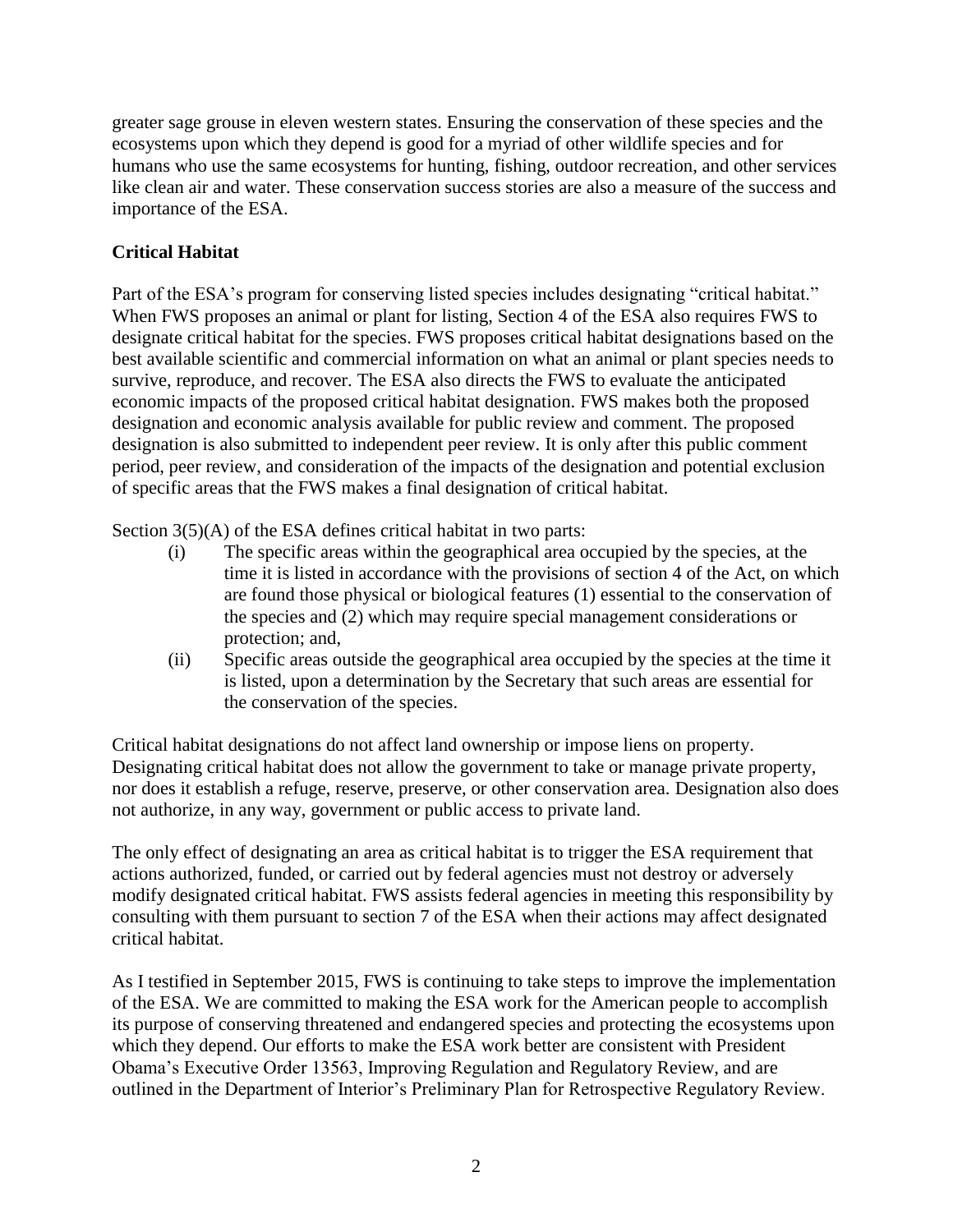greater sage grouse in eleven western states. Ensuring the conservation of these species and the ecosystems upon which they depend is good for a myriad of other wildlife species and for humans who use the same ecosystems for hunting, fishing, outdoor recreation, and other services like clean air and water. These conservation success stories are also a measure of the success and importance of the ESA.

**Critical Habitat**

Part of the ESA's program for conserving listed species includes designating "critical habitat." When FWS proposes an animal or plant for listing, Section 4 of the ESA also requires FWS to designate critical habitat for the species. FWS proposes critical habitat designations based on the best available scientific and commercial information on what an animal or plant species needs to survive, reproduce, and recover. The ESA also directs the FWS to evaluate the anticipated economic impacts of the proposed critical habitat designation. FWS makes both the proposed designation and economic analysis available for public review and comment. The proposed designation is also submitted to independent peer review. It is only after this public comment period, peer review, and consideration of the impacts of the designation and potential exclusion of specific areas that the FWS makes a final designation of critical habitat.

Section 3(5)(A) of the ESA defines critical habitat in two parts:

(i) The specific areas within the geographical area occupied by the species, at the time it is listed in accordance with the provisions of section 4 of the Act, on which are found those physical or biological features (1) essential to the conservation of the species and (2) which may require special management considerations or protection; and,

(ii) Specific areas outside the geographical area occupied by the species at the time it is listed, upon a determination by the Secretary that such areas are essential for the conservation of the species.

Critical habitat designations do not affect land ownership or impose liens on property. Designating critical habitat does not allow the government to take or manage private property, nor does it establish a refuge, reserve, preserve, or other conservation area. Designation also does not authorize, in any way, government or public access to private land.

The only effect of designating an area as critical habitat is to trigger the ESA requirement that actions authorized, funded, or carried out by federal agencies must not destroy or adversely modify designated critical habitat. FWS assists federal agencies in meeting this responsibility by consulting with them pursuant to section 7 of the ESA when their actions may affect designated critical habitat.

As I testified in September 2015, FWS is continuing to take steps to improve the implementation of the ESA. We are committed to making the ESA work for the American people to accomplish its purpose of conserving threatened and endangered species and protecting the ecosystems upon which they depend. Our efforts to make the ESA work better are consistent with President Obama's Executive Order 13563, Improving Regulation and Regulatory Review, and are outlined in the Department of Interior's Preliminary Plan for Retrospective Regulatory Review.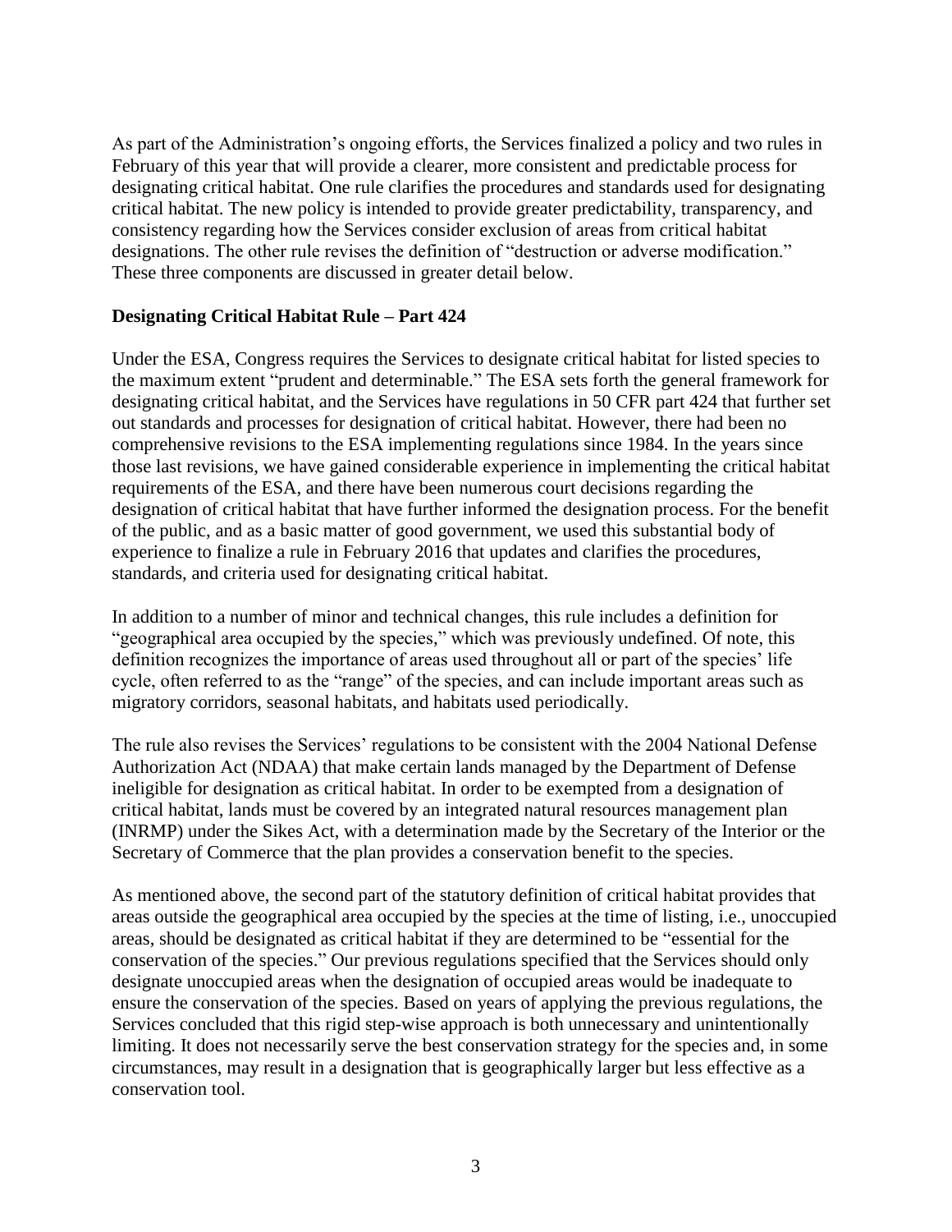As part of the Administration's ongoing efforts, the Services finalized a policy and two rules in February of this year that will provide a clearer, more consistent and predictable process for designating critical habitat. One rule clarifies the procedures and standards used for designating critical habitat. The new policy is intended to provide greater predictability, transparency, and consistency regarding how the Services consider exclusion of areas from critical habitat designations. The other rule revises the definition of "destruction or adverse modification." These three components are discussed in greater detail below.

**Designating Critical Habitat Rule – Part 424**

Under the ESA, Congress requires the Services to designate critical habitat for listed species to the maximum extent "prudent and determinable." The ESA sets forth the general framework for designating critical habitat, and the Services have regulations in 50 CFR part 424 that further set out standards and processes for designation of critical habitat. However, there had been no comprehensive revisions to the ESA implementing regulations since 1984. In the years since those last revisions, we have gained considerable experience in implementing the critical habitat requirements of the ESA, and there have been numerous court decisions regarding the designation of critical habitat that have further informed the designation process. For the benefit of the public, and as a basic matter of good government, we used this substantial body of experience to finalize a rule in February 2016 that updates and clarifies the procedures, standards, and criteria used for designating critical habitat.

In addition to a number of minor and technical changes, this rule includes a definition for "geographical area occupied by the species," which was previously undefined. Of note, this definition recognizes the importance of areas used throughout all or part of the species' life cycle, often referred to as the "range" of the species, and can include important areas such as migratory corridors, seasonal habitats, and habitats used periodically.

The rule also revises the Services' regulations to be consistent with the 2004 National Defense Authorization Act (NDAA) that make certain lands managed by the Department of Defense ineligible for designation as critical habitat. In order to be exempted from a designation of critical habitat, lands must be covered by an integrated natural resources management plan (INRMP) under the Sikes Act, with a determination made by the Secretary of the Interior or the Secretary of Commerce that the plan provides a conservation benefit to the species.

As mentioned above, the second part of the statutory definition of critical habitat provides that areas outside the geographical area occupied by the species at the time of listing, i.e., unoccupied areas, should be designated as critical habitat if they are determined to be "essential for the conservation of the species." Our previous regulations specified that the Services should only designate unoccupied areas when the designation of occupied areas would be inadequate to ensure the conservation of the species. Based on years of applying the previous regulations, the Services concluded that this rigid step-wise approach is both unnecessary and unintentionally limiting. It does not necessarily serve the best conservation strategy for the species and, in some circumstances, may result in a designation that is geographically larger but less effective as a conservation tool.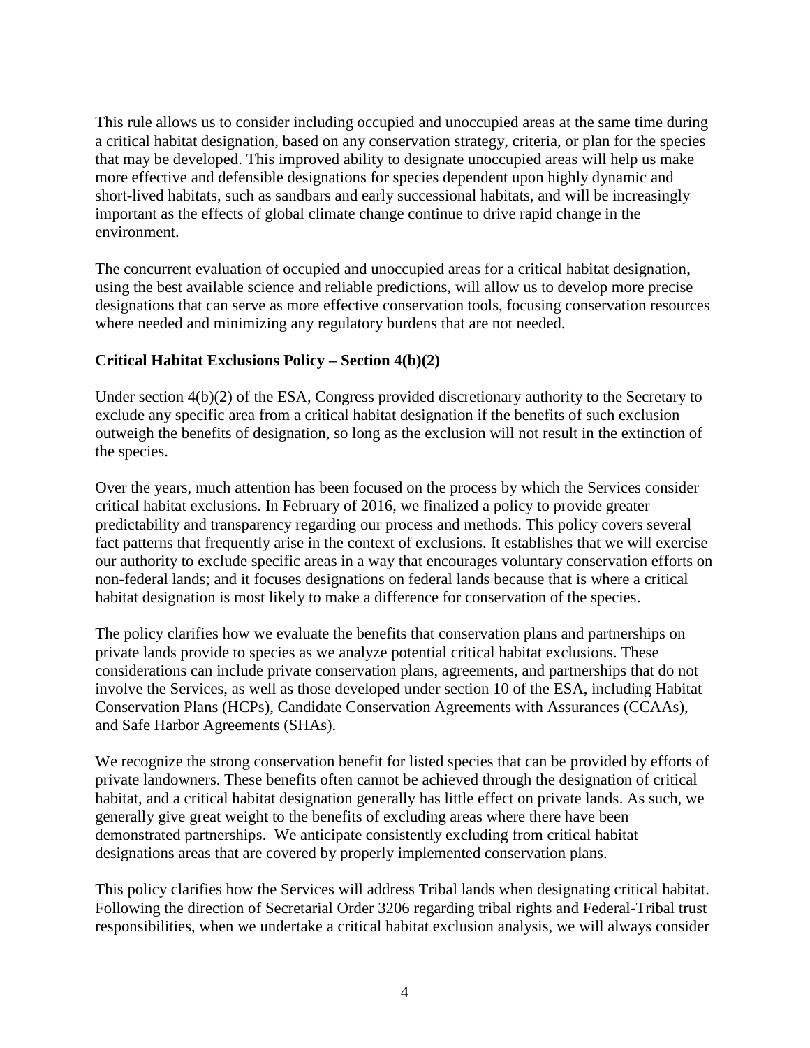This rule allows us to consider including occupied and unoccupied areas at the same time during a critical habitat designation, based on any conservation strategy, criteria, or plan for the species that may be developed. This improved ability to designate unoccupied areas will help us make more effective and defensible designations for species dependent upon highly dynamic and short-lived habitats, such as sandbars and early successional habitats, and will be increasingly important as the effects of global climate change continue to drive rapid change in the environment.

The concurrent evaluation of occupied and unoccupied areas for a critical habitat designation, using the best available science and reliable predictions, will allow us to develop more precise designations that can serve as more effective conservation tools, focusing conservation resources where needed and minimizing any regulatory burdens that are not needed.

**Critical Habitat Exclusions Policy – Section 4(b)(2)**

Under section 4(b)(2) of the ESA, Congress provided discretionary authority to the Secretary to exclude any specific area from a critical habitat designation if the benefits of such exclusion outweigh the benefits of designation, so long as the exclusion will not result in the extinction of the species.

Over the years, much attention has been focused on the process by which the Services consider critical habitat exclusions. In February of 2016, we finalized a policy to provide greater predictability and transparency regarding our process and methods. This policy covers several fact patterns that frequently arise in the context of exclusions. It establishes that we will exercise our authority to exclude specific areas in a way that encourages voluntary conservation efforts on non-federal lands; and it focuses designations on federal lands because that is where a critical habitat designation is most likely to make a difference for conservation of the species.

The policy clarifies how we evaluate the benefits that conservation plans and partnerships on private lands provide to species as we analyze potential critical habitat exclusions. These considerations can include private conservation plans, agreements, and partnerships that do not involve the Services, as well as those developed under section 10 of the ESA, including Habitat Conservation Plans (HCPs), Candidate Conservation Agreements with Assurances (CCAAs), and Safe Harbor Agreements (SHAs).

We recognize the strong conservation benefit for listed species that can be provided by efforts of private landowners. These benefits often cannot be achieved through the designation of critical habitat, and a critical habitat designation generally has little effect on private lands. As such, we generally give great weight to the benefits of excluding areas where there have been demonstrated partnerships. We anticipate consistently excluding from critical habitat designations areas that are covered by properly implemented conservation plans.

This policy clarifies how the Services will address Tribal lands when designating critical habitat. Following the direction of Secretarial Order 3206 regarding tribal rights and Federal-Tribal trust responsibilities, when we undertake a critical habitat exclusion analysis, we will always consider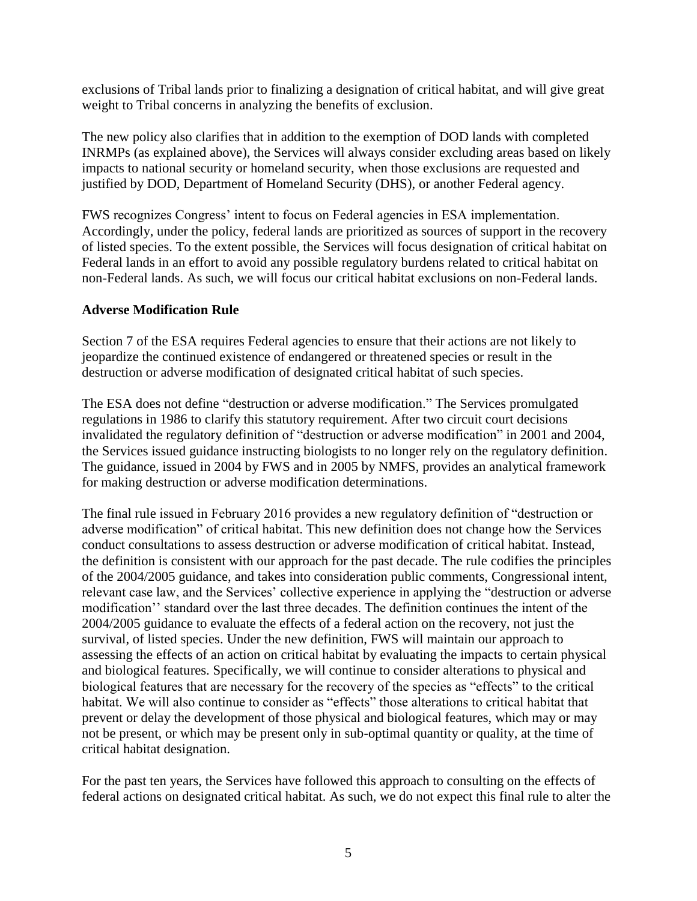exclusions of Tribal lands prior to finalizing a designation of critical habitat, and will give great weight to Tribal concerns in analyzing the benefits of exclusion.

The new policy also clarifies that in addition to the exemption of DOD lands with completed INRMPs (as explained above), the Services will always consider excluding areas based on likely impacts to national security or homeland security, when those exclusions are requested and justified by DOD, Department of Homeland Security (DHS), or another Federal agency.

FWS recognizes Congress' intent to focus on Federal agencies in ESA implementation. Accordingly, under the policy, federal lands are prioritized as sources of support in the recovery of listed species. To the extent possible, the Services will focus designation of critical habitat on Federal lands in an effort to avoid any possible regulatory burdens related to critical habitat on non-Federal lands. As such, we will focus our critical habitat exclusions on non-Federal lands.

**Adverse Modification Rule**

Section 7 of the ESA requires Federal agencies to ensure that their actions are not likely to jeopardize the continued existence of endangered or threatened species or result in the destruction or adverse modification of designated critical habitat of such species.

The ESA does not define "destruction or adverse modification." The Services promulgated regulations in 1986 to clarify this statutory requirement. After two circuit court decisions invalidated the regulatory definition of "destruction or adverse modification" in 2001 and 2004, the Services issued guidance instructing biologists to no longer rely on the regulatory definition. The guidance, issued in 2004 by FWS and in 2005 by NMFS, provides an analytical framework for making destruction or adverse modification determinations.

The final rule issued in February 2016 provides a new regulatory definition of "destruction or adverse modification" of critical habitat. This new definition does not change how the Services conduct consultations to assess destruction or adverse modification of critical habitat. Instead, the definition is consistent with our approach for the past decade. The rule codifies the principles of the 2004/2005 guidance, and takes into consideration public comments, Congressional intent, relevant case law, and the Services' collective experience in applying the "destruction or adverse modification'' standard over the last three decades. The definition continues the intent of the 2004/2005 guidance to evaluate the effects of a federal action on the recovery, not just the survival, of listed species. Under the new definition, FWS will maintain our approach to assessing the effects of an action on critical habitat by evaluating the impacts to certain physical and biological features. Specifically, we will continue to consider alterations to physical and biological features that are necessary for the recovery of the species as "effects" to the critical habitat. We will also continue to consider as "effects" those alterations to critical habitat that prevent or delay the development of those physical and biological features, which may or may not be present, or which may be present only in sub-optimal quantity or quality, at the time of critical habitat designation.

For the past ten years, the Services have followed this approach to consulting on the effects of federal actions on designated critical habitat. As such, we do not expect this final rule to alter the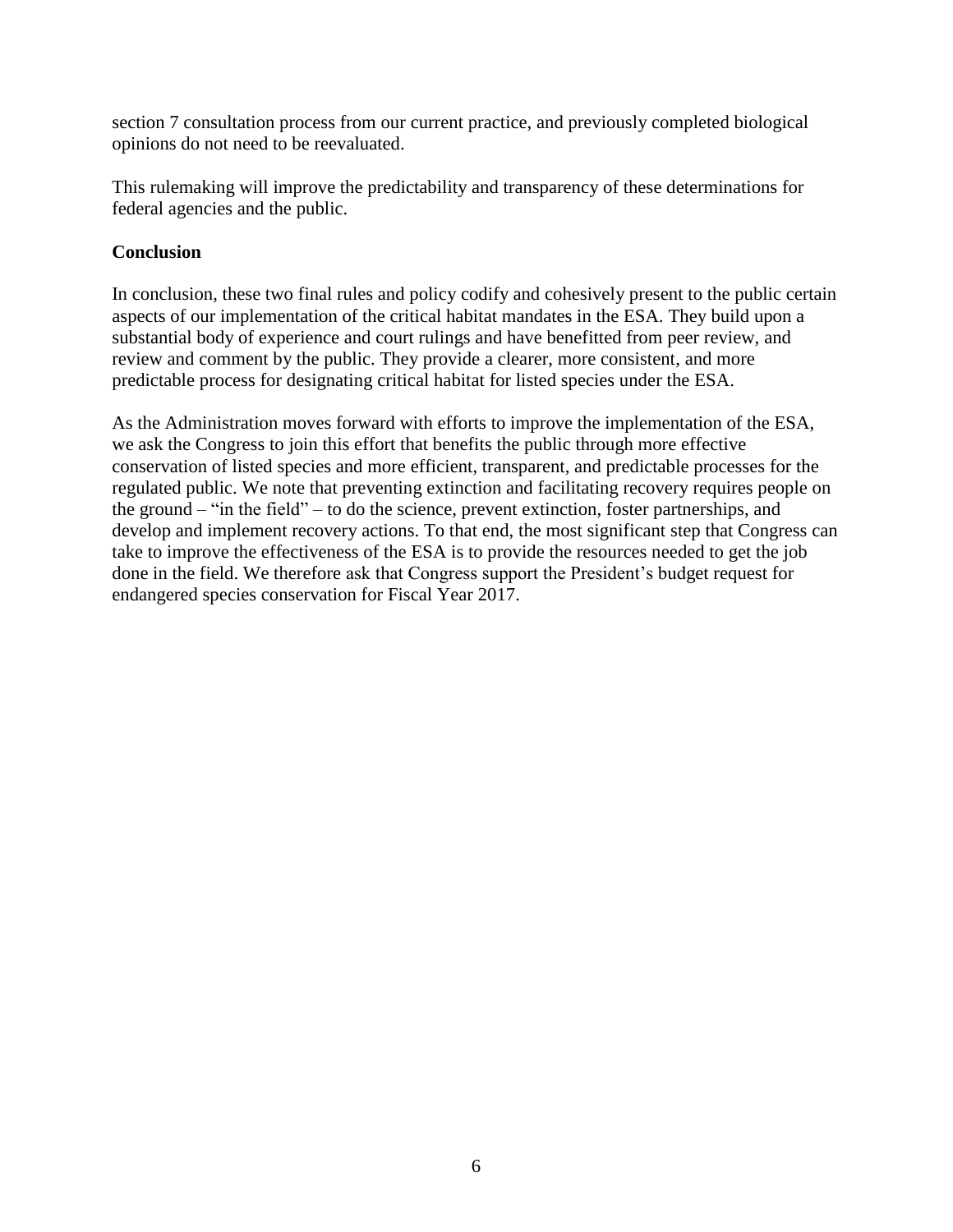section 7 consultation process from our current practice, and previously completed biological opinions do not need to be reevaluated.

This rulemaking will improve the predictability and transparency of these determinations for federal agencies and the public.

**Conclusion**

In conclusion, these two final rules and policy codify and cohesively present to the public certain aspects of our implementation of the critical habitat mandates in the ESA. They build upon a substantial body of experience and court rulings and have benefitted from peer review, and review and comment by the public. They provide a clearer, more consistent, and more predictable process for designating critical habitat for listed species under the ESA.

As the Administration moves forward with efforts to improve the implementation of the ESA, we ask the Congress to join this effort that benefits the public through more effective conservation of listed species and more efficient, transparent, and predictable processes for the regulated public. We note that preventing extinction and facilitating recovery requires people on the ground – "in the field" – to do the science, prevent extinction, foster partnerships, and develop and implement recovery actions. To that end, the most significant step that Congress can take to improve the effectiveness of the ESA is to provide the resources needed to get the job done in the field. We therefore ask that Congress support the President's budget request for endangered species conservation for Fiscal Year 2017.